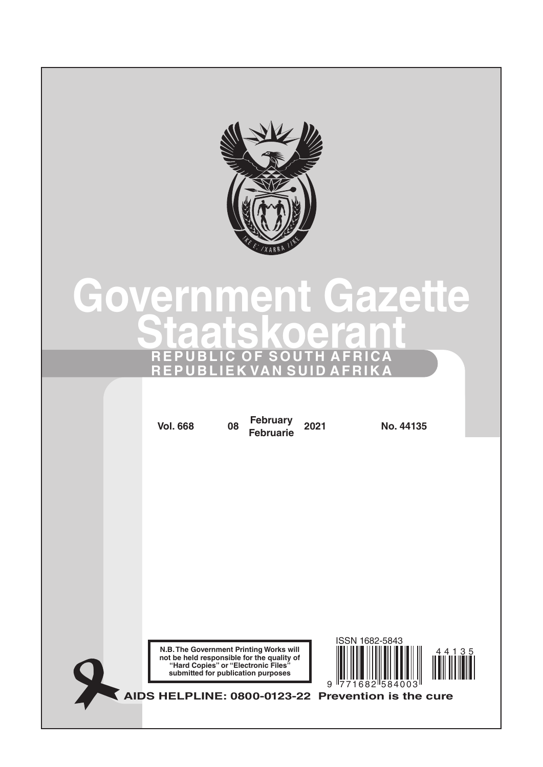# Government Gazette

# Staatskoerant

**REPUBLIC OF SOUTH AFRICA**

**REPUBLIEK VAN SUID AFRIKA**

**Vol. 668** **08 February Februarie 2021** **No. 44135**

**N.B. The Government Printing Works will not be held responsible for the quality of "Hard Copies" or "Electronic Files" submitted for publication purposes**

ISSN 1682-5843

9 771682 584003

44135

**AIDS HELPLINE: 0800-0123-22 Prevention is the cure**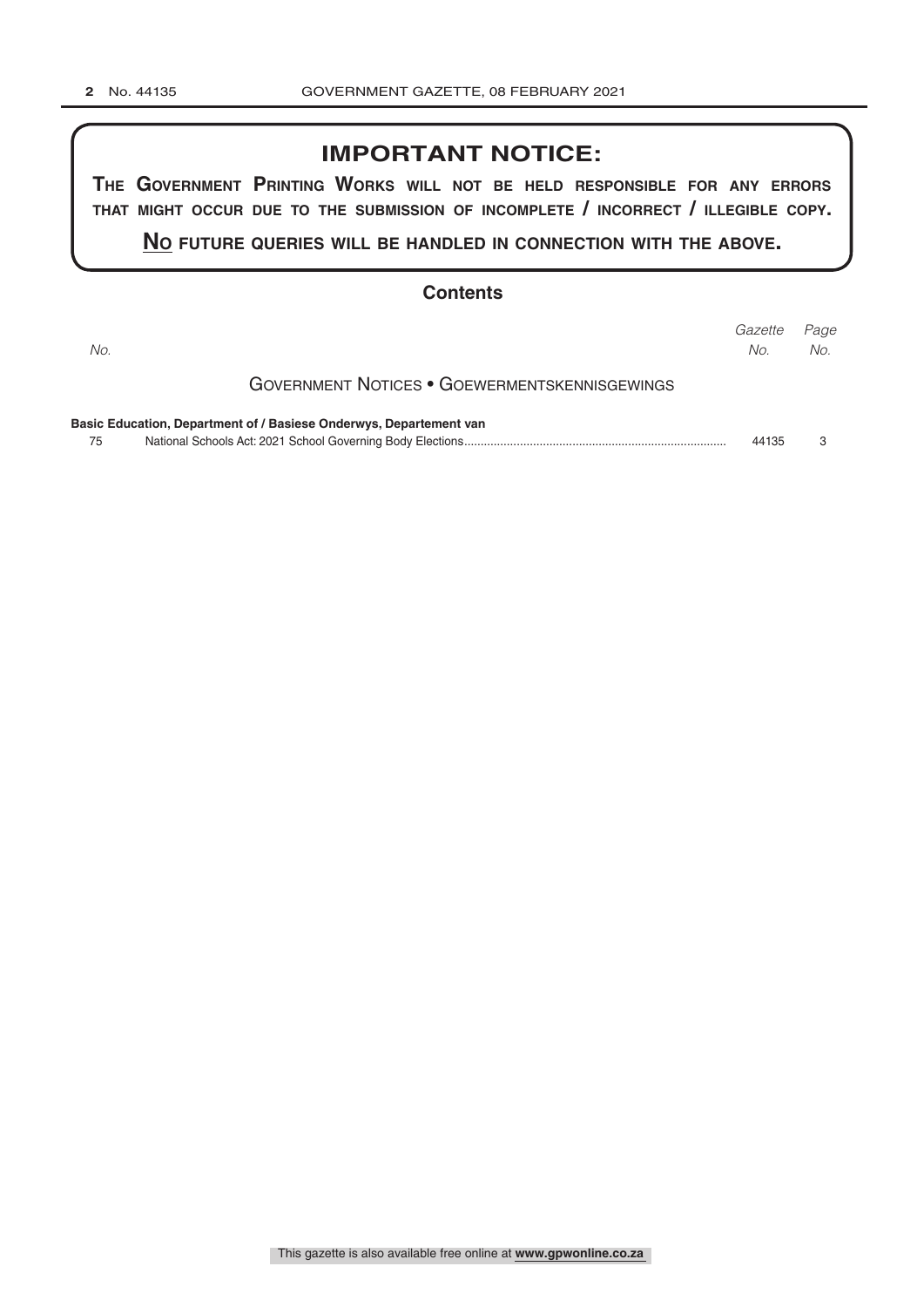## IMPORTANT NOTICE:

**THE GOVERNMENT PRINTING WORKS WILL NOT BE HELD RESPONSIBLE FOR ANY ERRORS THAT MIGHT OCCUR DUE TO THE SUBMISSION OF INCOMPLETE / INCORRECT / ILLEGIBLE COPY.**

**NO FUTURE QUERIES WILL BE HANDLED IN CONNECTION WITH THE ABOVE.**

### Contents

| No. | | Gazette No. | Page No. |
|---|---|---|---|
| | GOVERNMENT NOTICES • GOEWERMENTSKENNISGEWINGS | | |
| | **Basic Education, Department of / Basiese Onderwys, Departement van** | | |
| 75 | National Schools Act: 2021 School Governing Body Elections | 44135 | 3 |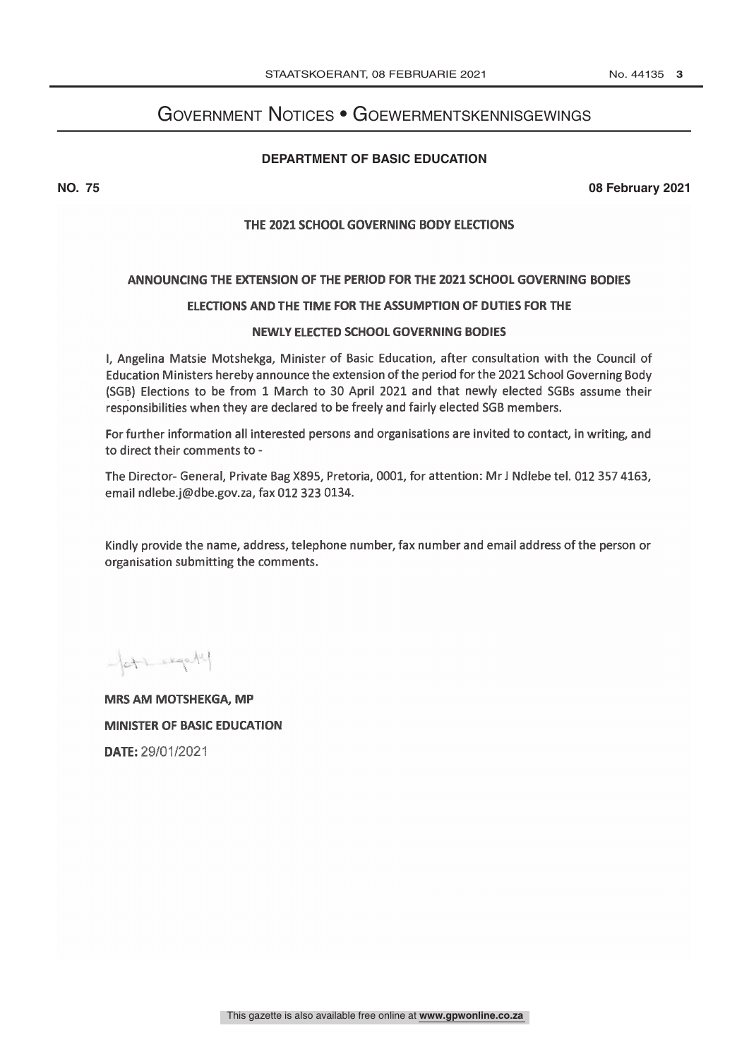# Government Notices • Goewermentskennisgewings

## DEPARTMENT OF BASIC EDUCATION

**NO. 75** **08 February 2021**

### THE 2021 SCHOOL GOVERNING BODY ELECTIONS

### ANNOUNCING THE EXTENSION OF THE PERIOD FOR THE 2021 SCHOOL GOVERNING BODIES ELECTIONS AND THE TIME FOR THE ASSUMPTION OF DUTIES FOR THE NEWLY ELECTED SCHOOL GOVERNING BODIES

I, Angelina Matsie Motshekga, Minister of Basic Education, after consultation with the Council of Education Ministers hereby announce the extension of the period for the 2021 School Governing Body (SGB) Elections to be from 1 March to 30 April 2021 and that newly elected SGBs assume their responsibilities when they are declared to be freely and fairly elected SGB members.

For further information all interested persons and organisations are invited to contact, in writing, and to direct their comments to -

The Director- General, Private Bag X895, Pretoria, 0001, for attention: Mr J Ndlebe tel. 012 357 4163, email ndlebe.j@dbe.gov.za, fax 012 323 0134.

Kindly provide the name, address, telephone number, fax number and email address of the person or organisation submitting the comments.

**MRS AM MOTSHEKGA, MP**

**MINISTER OF BASIC EDUCATION**

**DATE:** 29/01/2021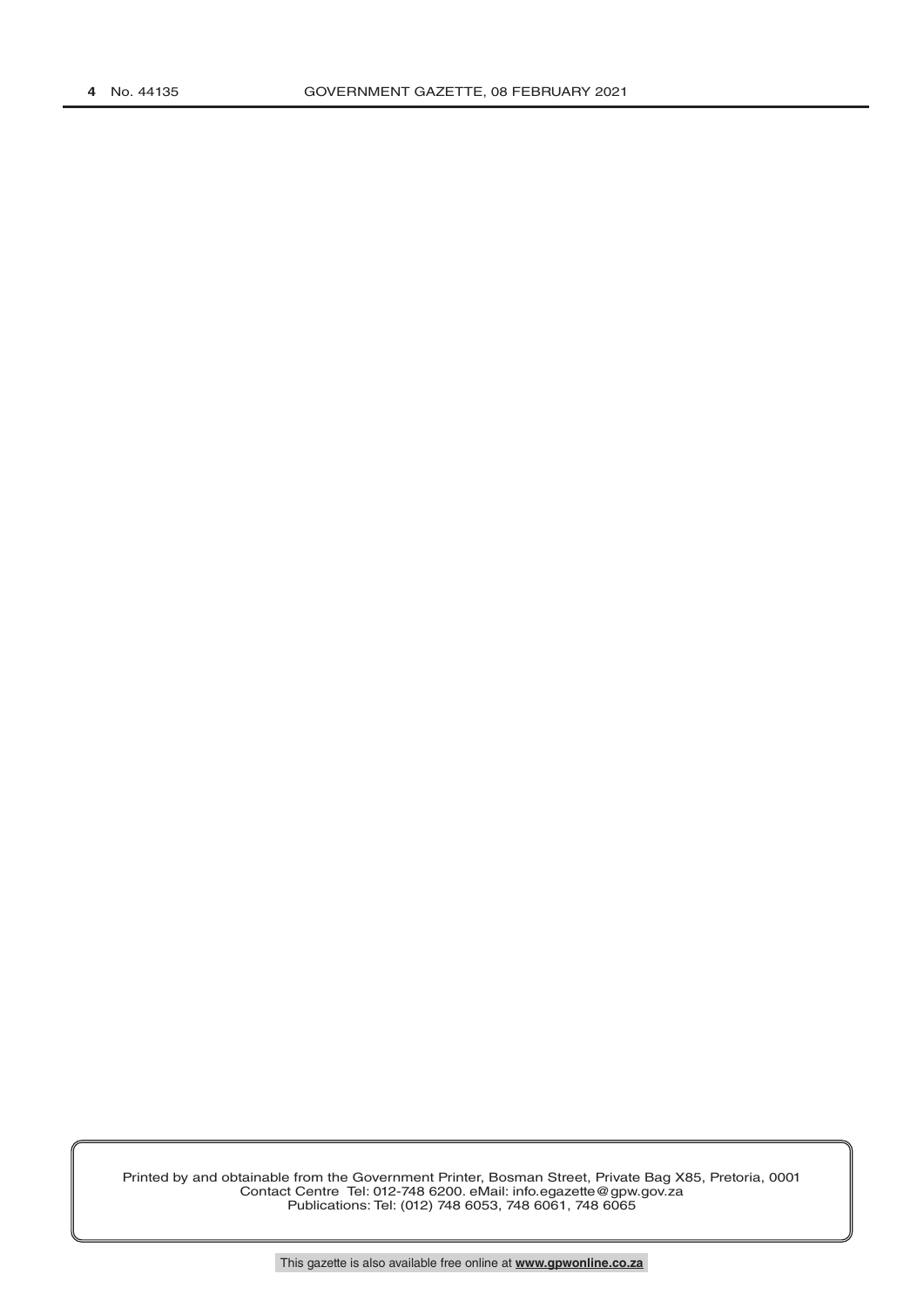Printed by and obtainable from the Government Printer, Bosman Street, Private Bag X85, Pretoria, 0001
Contact Centre Tel: 012-748 6200. eMail: info.egazette@gpw.gov.za
Publications: Tel: (012) 748 6053, 748 6061, 748 6065

This gazette is also available free online at **www.gpwonline.co.za**